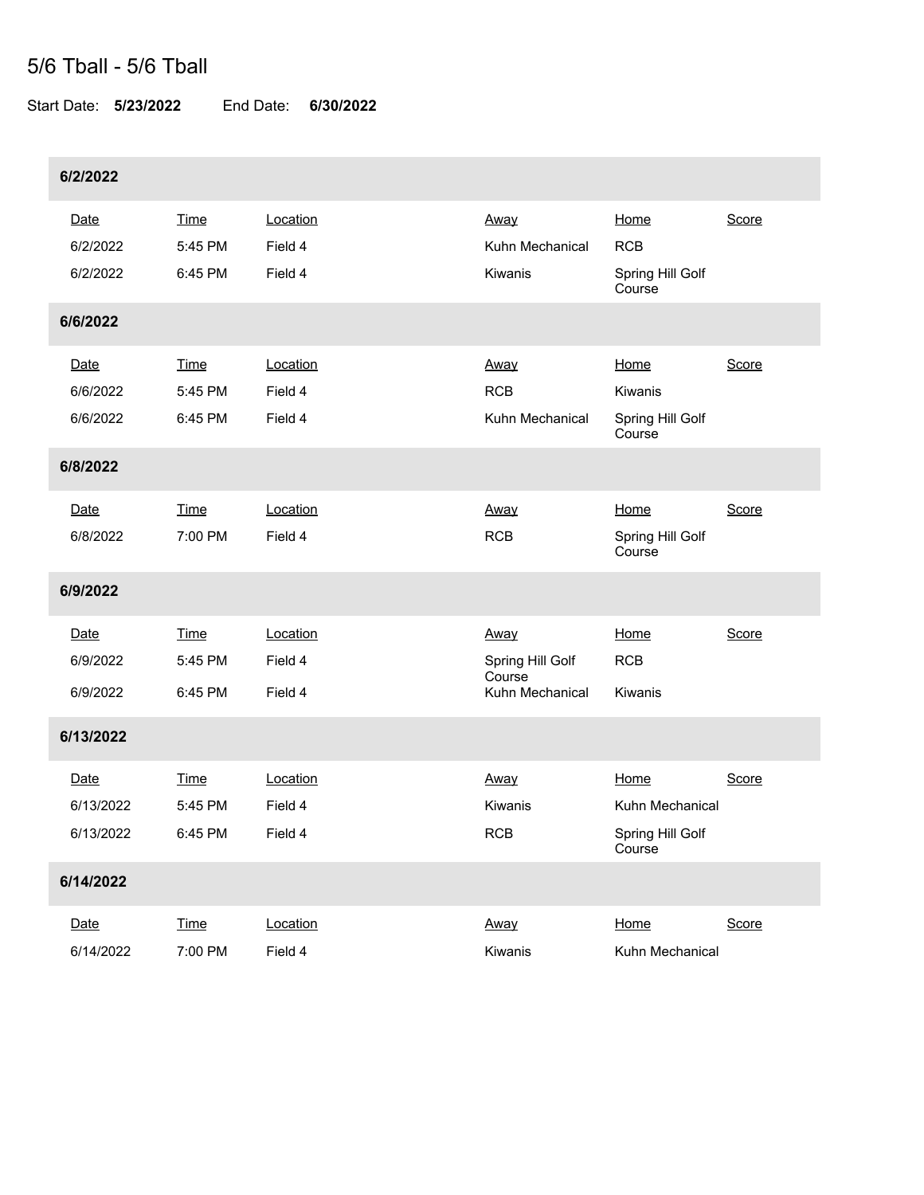# 5/6 Tball - 5/6 Tball

Start Date: **5/23/2022** End Date: **6/30/2022**

## 6/2/2022

| Date | Time | Location | Away | Home | Score |
|---|---|---|---|---|---|
| 6/2/2022 | 5:45 PM | Field 4 | Kuhn Mechanical | RCB | |
| 6/2/2022 | 6:45 PM | Field 4 | Kiwanis | Spring Hill Golf Course | |

## 6/6/2022

| Date | Time | Location | Away | Home | Score |
|---|---|---|---|---|---|
| 6/6/2022 | 5:45 PM | Field 4 | RCB | Kiwanis | |
| 6/6/2022 | 6:45 PM | Field 4 | Kuhn Mechanical | Spring Hill Golf Course | |

## 6/8/2022

| Date | Time | Location | Away | Home | Score |
|---|---|---|---|---|---|
| 6/8/2022 | 7:00 PM | Field 4 | RCB | Spring Hill Golf Course | |

## 6/9/2022

| Date | Time | Location | Away | Home | Score |
|---|---|---|---|---|---|
| 6/9/2022 | 5:45 PM | Field 4 | Spring Hill Golf Course | RCB | |
| 6/9/2022 | 6:45 PM | Field 4 | Kuhn Mechanical | Kiwanis | |

## 6/13/2022

| Date | Time | Location | Away | Home | Score |
|---|---|---|---|---|---|
| 6/13/2022 | 5:45 PM | Field 4 | Kiwanis | Kuhn Mechanical | |
| 6/13/2022 | 6:45 PM | Field 4 | RCB | Spring Hill Golf Course | |

## 6/14/2022

| Date | Time | Location | Away | Home | Score |
|---|---|---|---|---|---|
| 6/14/2022 | 7:00 PM | Field 4 | Kiwanis | Kuhn Mechanical | |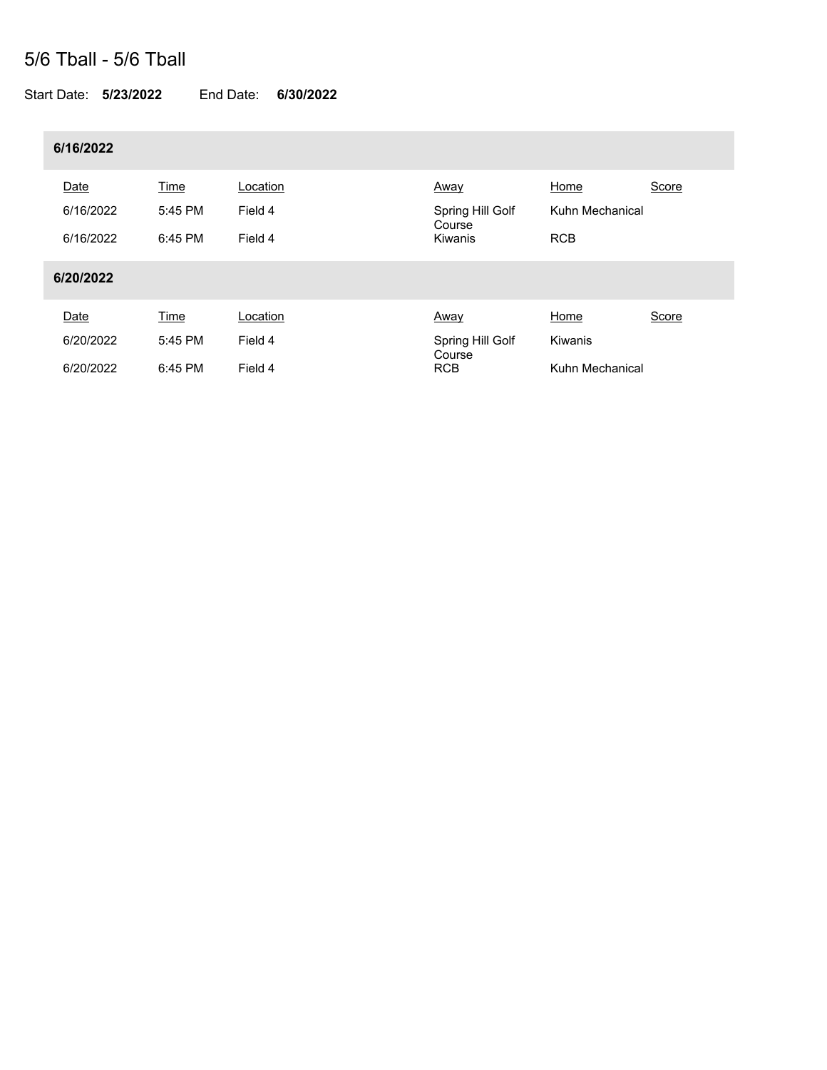# 5/6 Tball - 5/6 Tball

Start Date: **5/23/2022** End Date: **6/30/2022**

## 6/16/2022

| Date | Time | Location | Away | Home | Score |
|---|---|---|---|---|---|
| 6/16/2022 | 5:45 PM | Field 4 | Spring Hill Golf Course | Kuhn Mechanical | |
| 6/16/2022 | 6:45 PM | Field 4 | Kiwanis | RCB | |

## 6/20/2022

| Date | Time | Location | Away | Home | Score |
|---|---|---|---|---|---|
| 6/20/2022 | 5:45 PM | Field 4 | Spring Hill Golf Course | Kiwanis | |
| 6/20/2022 | 6:45 PM | Field 4 | RCB | Kuhn Mechanical | |